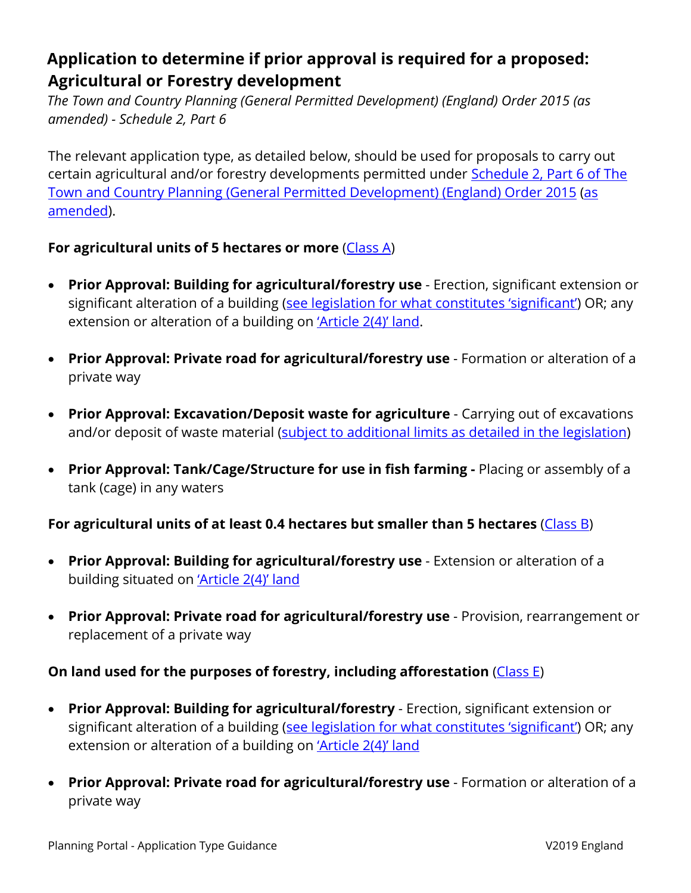# Application to determine if prior approval is required for a proposed: Agricultural or Forestry development

*The Town and Country Planning (General Permitted Development) (England) Order 2015 (as amended) - Schedule 2, Part 6*

The relevant application type, as detailed below, should be used for proposals to carry out certain agricultural and/or forestry developments permitted under Schedule 2, Part 6 of The Town and Country Planning (General Permitted Development) (England) Order 2015 (as amended).

**For agricultural units of 5 hectares or more** (Class A)

- **Prior Approval: Building for agricultural/forestry use** - Erection, significant extension or significant alteration of a building (see legislation for what constitutes 'significant') OR; any extension or alteration of a building on 'Article 2(4)' land.
- **Prior Approval: Private road for agricultural/forestry use** - Formation or alteration of a private way
- **Prior Approval: Excavation/Deposit waste for agriculture** - Carrying out of excavations and/or deposit of waste material (subject to additional limits as detailed in the legislation)
- **Prior Approval: Tank/Cage/Structure for use in fish farming -** Placing or assembly of a tank (cage) in any waters

**For agricultural units of at least 0.4 hectares but smaller than 5 hectares** (Class B)

- **Prior Approval: Building for agricultural/forestry use** - Extension or alteration of a building situated on 'Article 2(4)' land
- **Prior Approval: Private road for agricultural/forestry use** - Provision, rearrangement or replacement of a private way

**On land used for the purposes of forestry, including afforestation** (Class E)

- **Prior Approval: Building for agricultural/forestry** - Erection, significant extension or significant alteration of a building (see legislation for what constitutes 'significant') OR; any extension or alteration of a building on 'Article 2(4)' land
- **Prior Approval: Private road for agricultural/forestry use** - Formation or alteration of a private way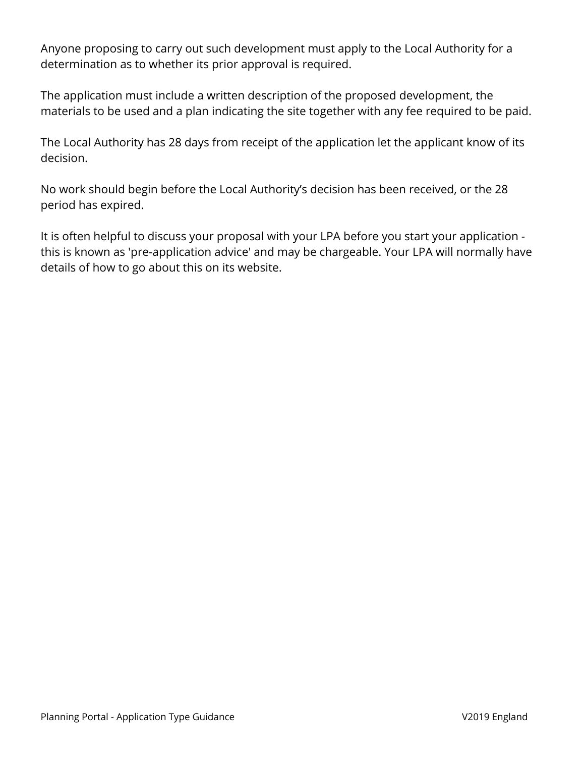Anyone proposing to carry out such development must apply to the Local Authority for a determination as to whether its prior approval is required.

The application must include a written description of the proposed development, the materials to be used and a plan indicating the site together with any fee required to be paid.

The Local Authority has 28 days from receipt of the application let the applicant know of its decision.

No work should begin before the Local Authority's decision has been received, or the 28 period has expired.

It is often helpful to discuss your proposal with your LPA before you start your application - this is known as 'pre-application advice' and may be chargeable. Your LPA will normally have details of how to go about this on its website.